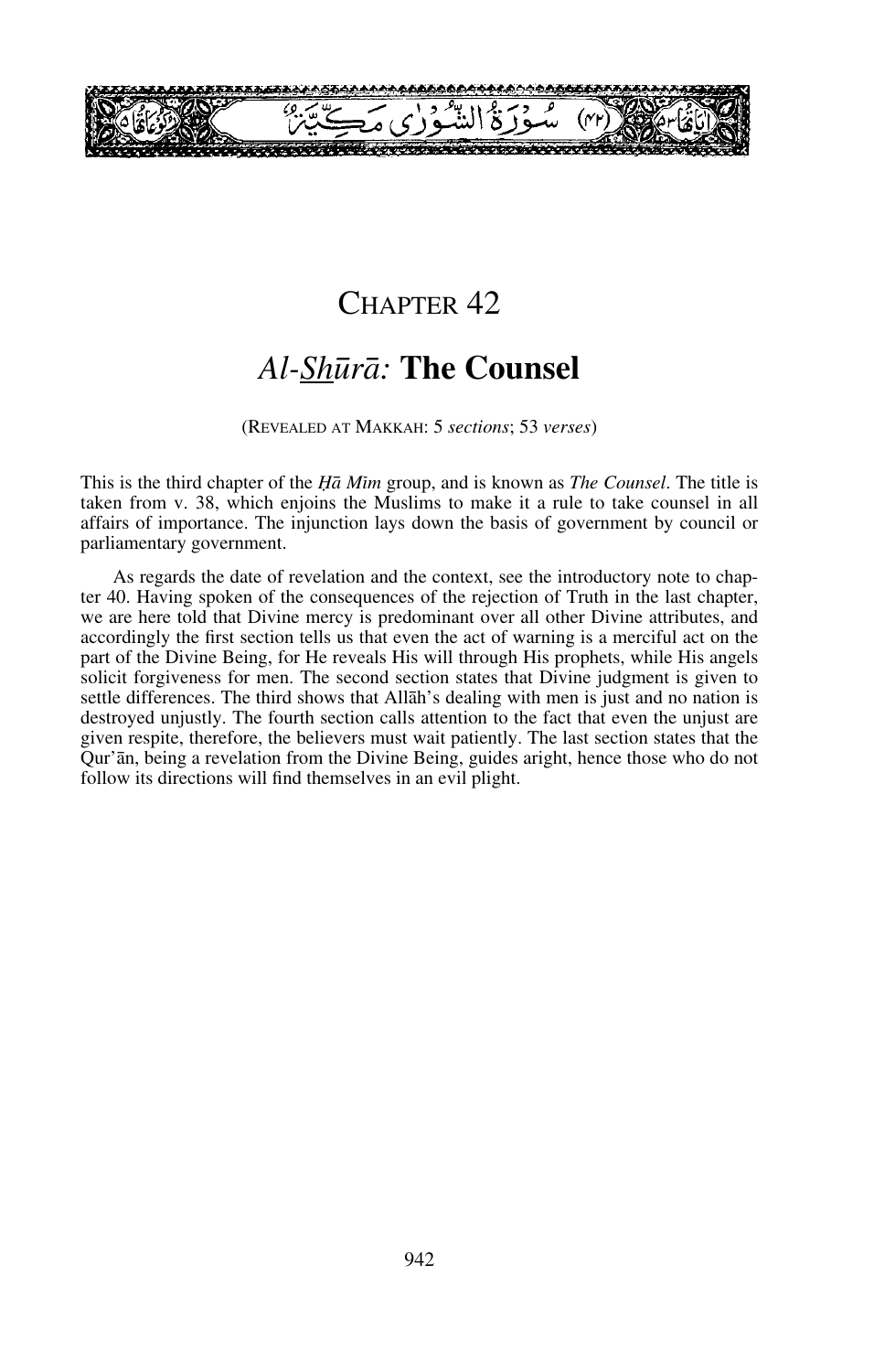# CHAPTER 42

## *Al-Shūrā:* **The Counsel**

(REVEALED AT MAKKAH: 5 *sections*; 53 *verses*)

This is the third chapter of the *Ḥā Mīm* group, and is known as *The Counsel*. The title is taken from v. 38, which enjoins the Muslims to make it a rule to take counsel in all affairs of importance. The injunction lays down the basis of government by council or parliamentary government.

As regards the date of revelation and the context, see the introductory note to chapter 40. Having spoken of the consequences of the rejection of Truth in the last chapter, we are here told that Divine mercy is predominant over all other Divine attributes, and accordingly the first section tells us that even the act of warning is a merciful act on the part of the Divine Being, for He reveals His will through His prophets, while His angels solicit forgiveness for men. The second section states that Divine judgment is given to settle differences. The third shows that Allāh's dealing with men is just and no nation is destroyed unjustly. The fourth section calls attention to the fact that even the unjust are given respite, therefore, the believers must wait patiently. The last section states that the Qur'ān, being a revelation from the Divine Being, guides aright, hence those who do not follow its directions will find themselves in an evil plight.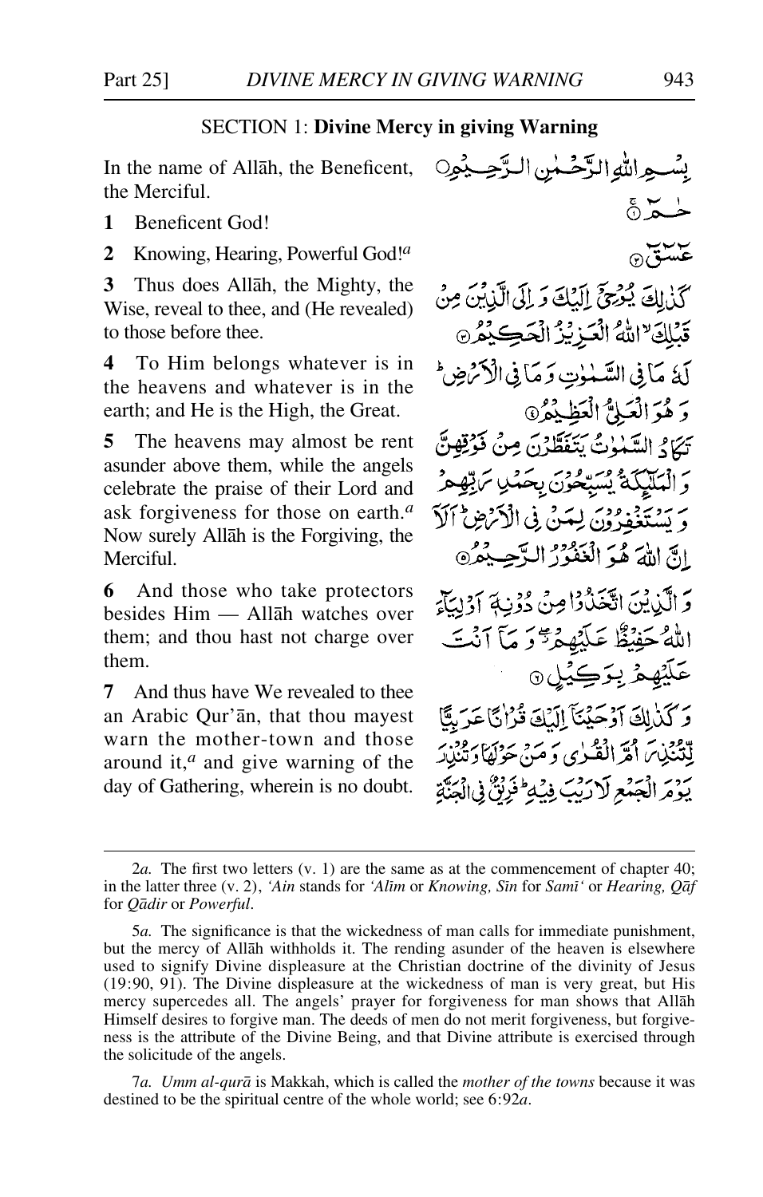## SECTION 1: **Divine Mercy in giving Warning**

In the name of Allāh, the Beneficent, the Merciful.

بِسْمِ اللّٰهِ الرَّحْمٰنِ الرَّحِيْمِ

**1** Beneficent God!

حٰمٓ ۝١

**2** Knowing, Hearing, Powerful God![a]

عٓسٓقٓ ۝٢

**3** Thus does Allāh, the Mighty, the Wise, reveal to thee, and (He revealed) to those before thee.

كَذٰلِكَ يُوْحِيْٓ اِلَيْكَ وَ اِلَى الَّذِيْنَ مِنْ قَبْلِكَ ۙ اللّٰهُ الْعَزِيْزُ الْحَكِيْمُ ۝٣

**4** To Him belongs whatever is in the heavens and whatever is in the earth; and He is the High, the Great.

لَهٗ مَا فِي السَّمٰوٰتِ وَ مَا فِي الْاَرْضِ ۭ وَ هُوَ الْعَلِيُّ الْعَظِيْمُ ۝٤

**5** The heavens may almost be rent asunder above them, while the angels celebrate the praise of their Lord and ask forgiveness for those on earth.[a] Now surely Allāh is the Forgiving, the Merciful.

تَكَادُ السَّمٰوٰتُ يَتَفَطَّرْنَ مِنْ فَوْقِهِنَّ وَ الْمَلٰٓئِكَةُ يُسَبِّحُوْنَ بِحَمْدِ رَبِّهِمْ وَ يَسْتَغْفِرُوْنَ لِمَنْ فِي الْاَرْضِ ۭ اَلَآ اِنَّ اللّٰهَ هُوَ الْغَفُوْرُ الرَّحِيْمُ ۝٥

**6** And those who take protectors besides Him — Allāh watches over them; and thou hast not charge over them.

وَ الَّذِيْنَ اتَّخَذُوْا مِنْ دُوْنِهٖٓ اَوْلِيَآءَ اللّٰهُ حَفِيْظٌ عَلَيْهِمْ ۡ ۖ وَ مَآ اَنْتَ عَلَيْهِمْ بِوَكِيْلٍ ۝٦

**7** And thus have We revealed to thee an Arabic Qur'ān, that thou mayest warn the mother-town and those around it,[a] and give warning of the day of Gathering, wherein is no doubt.

وَ كَذٰلِكَ اَوْحَيْنَآ اِلَيْكَ قُرْاٰنًا عَرَبِيًّا لِّتُنْذِرَ اُمَّ الْقُرٰى وَ مَنْ حَوْلَهَا وَ تُنْذِرَ يَوْمَ الْجَمْعِ لَا رَيْبَ فِيْهِ ۭ فَرِيْقٌ فِي الْجَنَّةِ

---

2*a.* The first two letters (v. 1) are the same as at the commencement of chapter 40; in the latter three (v. 2), *'Ain* stands for *'Alīm* or *Knowing*, *Sīn* for *Samī'* or *Hearing*, *Qāf* for *Qādir* or *Powerful*.

5*a.* The significance is that the wickedness of man calls for immediate punishment, but the mercy of Allāh withholds it. The rending asunder of the heaven is elsewhere used to signify Divine displeasure at the Christian doctrine of the divinity of Jesus (19:90, 91). The Divine displeasure at the wickedness of man is very great, but His mercy supercedes all. The angels' prayer for forgiveness for man shows that Allāh Himself desires to forgive man. The deeds of men do not merit forgiveness, but forgiveness is the attribute of the Divine Being, and that Divine attribute is exercised through the solicitude of the angels.

7*a.* *Umm al-qurā* is Makkah, which is called the *mother of the towns* because it was destined to be the spiritual centre of the whole world; see 6:92*a*.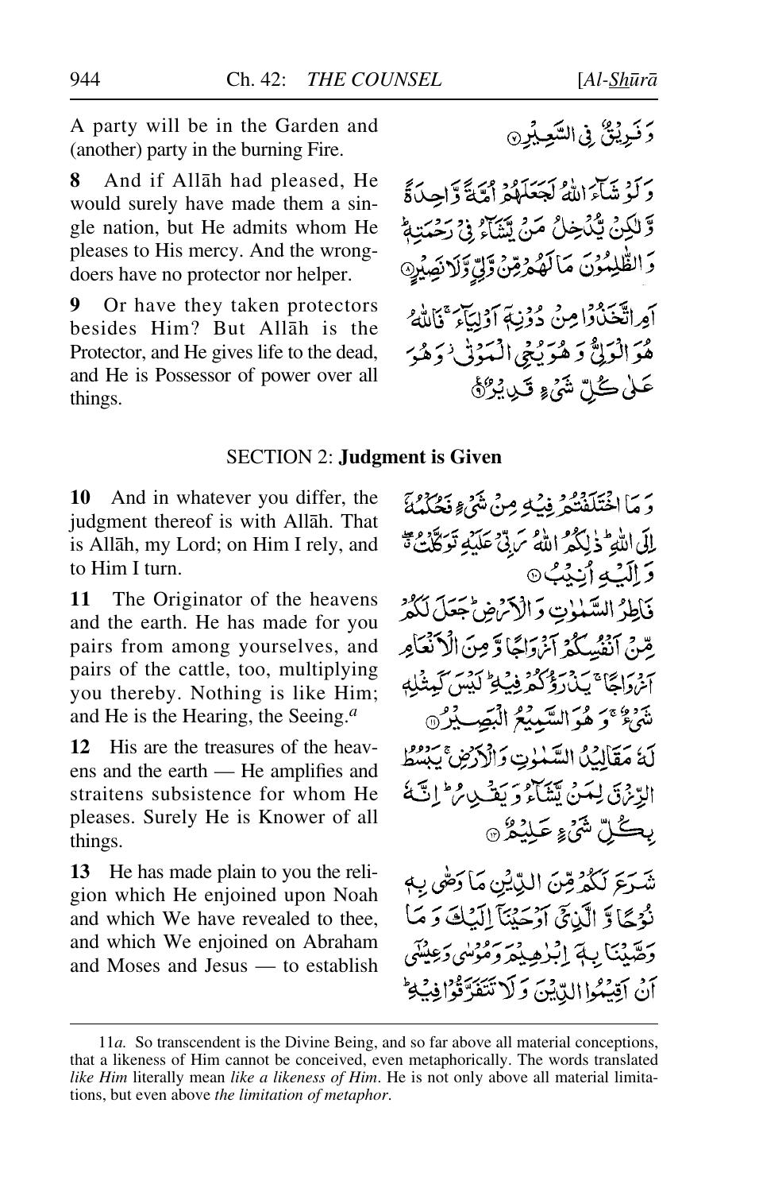A party will be in the Garden and (another) party in the burning Fire.

وَفَرِيقٌ فِي السَّعِيرِ ۝

**8** And if Allāh had pleased, He would surely have made them a single nation, but He admits whom He pleases to His mercy. And the wrongdoers have no protector nor helper.

وَلَوْ شَاءَ اللَّهُ لَجَعَلَهُمْ أُمَّةً وَاحِدَةً وَلَٰكِنْ يُدْخِلُ مَنْ يَشَاءُ فِي رَحْمَتِهِ ۚ وَالظَّالِمُونَ مَا لَهُمْ مِنْ وَلِيٍّ وَلَا نَصِيرٍ ۝

**9** Or have they taken protectors besides Him? But Allāh is the Protector, and He gives life to the dead, and He is Possessor of power over all things.

أَمِ اتَّخَذُوا مِنْ دُونِهِ أَوْلِيَاءَ ۖ فَاللَّهُ هُوَ الْوَلِيُّ وَهُوَ يُحْيِي الْمَوْتَىٰ وَهُوَ عَلَىٰ كُلِّ شَيْءٍ قَدِيرٌ ۝

## SECTION 2: **Judgment is Given**

**10** And in whatever you differ, the judgment thereof is with Allāh. That is Allāh, my Lord; on Him I rely, and to Him I turn.

وَمَا اخْتَلَفْتُمْ فِيهِ مِنْ شَيْءٍ فَحُكْمُهُ إِلَى اللَّهِ ۚ ذَٰلِكُمُ اللَّهُ رَبِّي عَلَيْهِ تَوَكَّلْتُ وَإِلَيْهِ أُنِيبُ ۝

**11** The Originator of the heavens and the earth. He has made for you pairs from among yourselves, and pairs of the cattle, too, multiplying you thereby. Nothing is like Him; and He is the Hearing, the Seeing.[a]

فَاطِرُ السَّمَاوَاتِ وَالْأَرْضِ ۚ جَعَلَ لَكُمْ مِنْ أَنْفُسِكُمْ أَزْوَاجًا وَمِنَ الْأَنْعَامِ أَزْوَاجًا ۖ يَذْرَؤُكُمْ فِيهِ ۚ لَيْسَ كَمِثْلِهِ شَيْءٌ ۖ وَهُوَ السَّمِيعُ الْبَصِيرُ ۝

**12** His are the treasures of the heavens and the earth — He amplifies and straitens subsistence for whom He pleases. Surely He is Knower of all things.

لَهُ مَقَالِيدُ السَّمَاوَاتِ وَالْأَرْضِ ۖ يَبْسُطُ الرِّزْقَ لِمَنْ يَشَاءُ وَيَقْدِرُ ۚ إِنَّهُ بِكُلِّ شَيْءٍ عَلِيمٌ ۝

**13** He has made plain to you the religion which He enjoined upon Noah and which We have revealed to thee, and which We enjoined on Abraham and Moses and Jesus — to establish

شَرَعَ لَكُمْ مِنَ الدِّينِ مَا وَصَّىٰ بِهِ نُوحًا وَالَّذِي أَوْحَيْنَا إِلَيْكَ وَمَا وَصَّيْنَا بِهِ إِبْرَاهِيمَ وَمُوسَىٰ وَعِيسَىٰ ۖ أَنْ أَقِيمُوا الدِّينَ وَلَا تَتَفَرَّقُوا فِيهِ ۚ

---

11*a*. So transcendent is the Divine Being, and so far above all material conceptions, that a likeness of Him cannot be conceived, even metaphorically. The words translated *like Him* literally mean *like a likeness of Him*. He is not only above all material limitations, but even above *the limitation of metaphor*.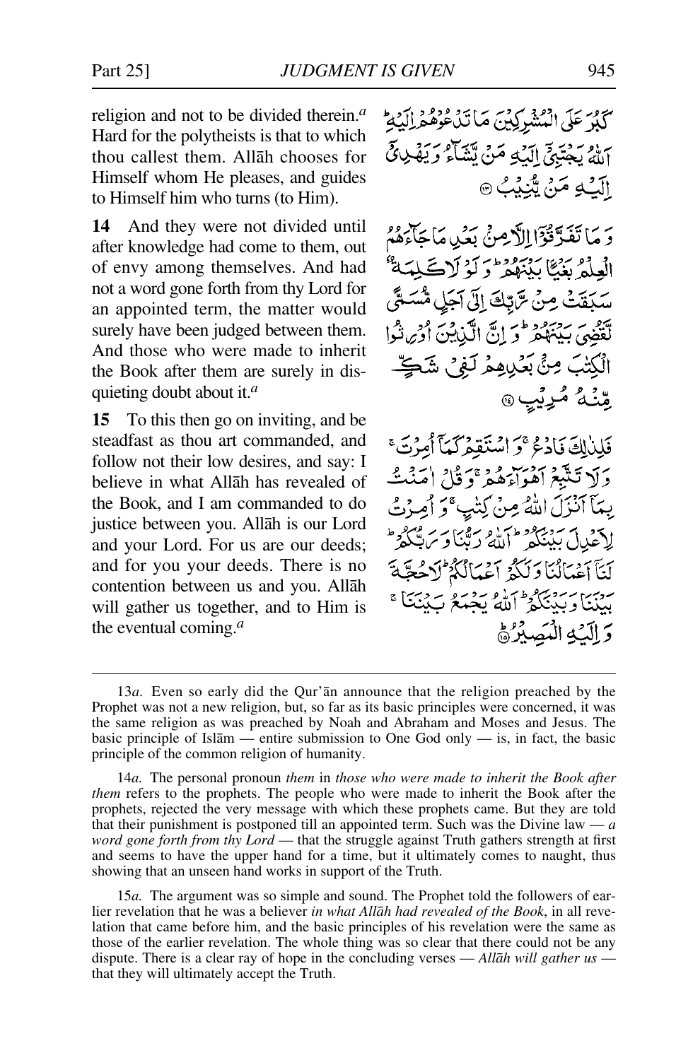religion and not to be divided therein.[a] Hard for the polytheists is that to which thou callest them. Allāh chooses for Himself whom He pleases, and guides to Himself him who turns (to Him).

كَبُرَ عَلَى الْمُشْرِكِيْنَ مَا تَدْعُوْهُمْ إِلَيْهِ ۗ اَللّٰهُ يَجْتَبِيْٓ إِلَيْهِ مَنْ يَّشَآءُ وَيَهْدِيْٓ إِلَيْهِ مَنْ يُّنِيْبُ ۝

**14** And they were not divided until after knowledge had come to them, out of envy among themselves. And had not a word gone forth from thy Lord for an appointed term, the matter would surely have been judged between them. And those who were made to inherit the Book after them are surely in disquieting doubt about it.[a]

وَمَا تَفَرَّقُوْٓا إِلَّا مِنْۢ بَعْدِ مَا جَآءَهُمُ الْعِلْمُ بَغْيًۢا بَيْنَهُمْ ۗ وَلَوْلَا كَلِمَةٌ سَبَقَتْ مِنْ رَّبِّكَ إِلٰٓى أَجَلٍ مُّسَمًّى لَّقُضِيَ بَيْنَهُمْ ۗ وَإِنَّ الَّذِيْنَ أُوْرِثُوا الْكِتٰبَ مِنْۢ بَعْدِهِمْ لَفِيْ شَكٍّ مِّنْهُ مُرِيْبٍ ۝

**15** To this then go on inviting, and be steadfast as thou art commanded, and follow not their low desires, and say: I believe in what Allāh has revealed of the Book, and I am commanded to do justice between you. Allāh is our Lord and your Lord. For us are our deeds; and for you your deeds. There is no contention between us and you. Allāh will gather us together, and to Him is the eventual coming.[a]

فَلِذٰلِكَ فَادْعُ ۚ وَاسْتَقِمْ كَمَآ أُمِرْتَ ۚ وَلَا تَتَّبِعْ أَهْوَآءَهُمْ ۚ وَقُلْ اٰمَنْتُ بِمَآ أَنْزَلَ اللّٰهُ مِنْ كِتٰبٍ ۚ وَأُمِرْتُ لِأَعْدِلَ بَيْنَكُمْ ۗ اَللّٰهُ رَبُّنَا وَرَبُّكُمْ ۗ لَنَآ أَعْمَالُنَا وَلَكُمْ أَعْمَالُكُمْ ۗ لَا حُجَّةَ بَيْنَنَا وَبَيْنَكُمْ ۗ اَللّٰهُ يَجْمَعُ بَيْنَنَا ۚ وَإِلَيْهِ الْمَصِيْرُ ۝

---

13*a.* Even so early did the Qur'ān announce that the religion preached by the Prophet was not a new religion, but, so far as its basic principles were concerned, it was the same religion as was preached by Noah and Abraham and Moses and Jesus. The basic principle of Islām — entire submission to One God only — is, in fact, the basic principle of the common religion of humanity.

14*a.* The personal pronoun *them* in *those who were made to inherit the Book after them* refers to the prophets. The people who were made to inherit the Book after the prophets, rejected the very message with which these prophets came. But they are told that their punishment is postponed till an appointed term. Such was the Divine law — *a word gone forth from thy Lord* — that the struggle against Truth gathers strength at first and seems to have the upper hand for a time, but it ultimately comes to naught, thus showing that an unseen hand works in support of the Truth.

15*a.* The argument was so simple and sound. The Prophet told the followers of earlier revelation that he was a believer *in what Allāh had revealed of the Book*, in all revelation that came before him, and the basic principles of his revelation were the same as those of the earlier revelation. The whole thing was so clear that there could not be any dispute. There is a clear ray of hope in the concluding verses — *Allāh will gather us* — that they will ultimately accept the Truth.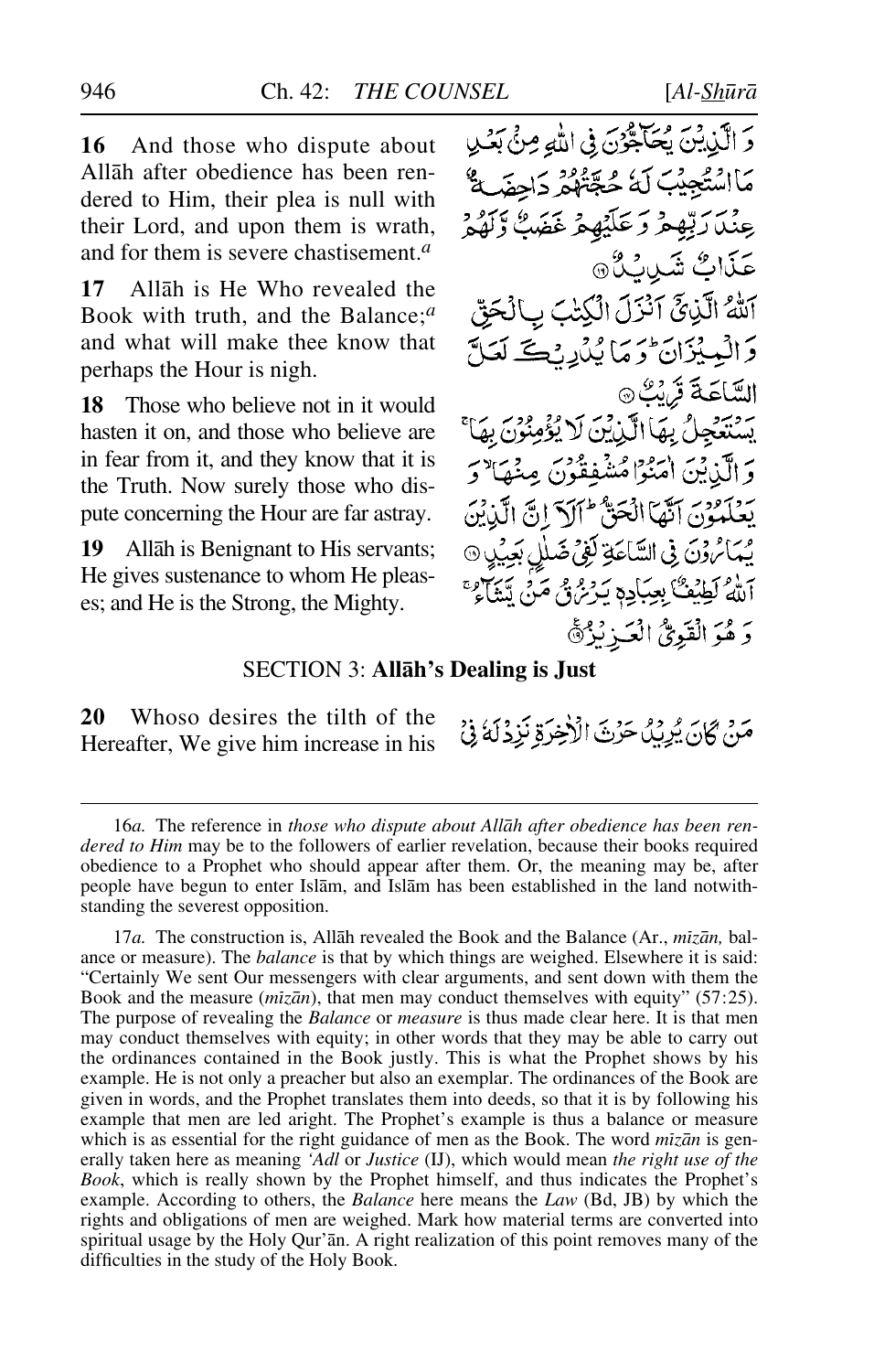**16** And those who dispute about Allāh after obedience has been rendered to Him, their plea is null with their Lord, and upon them is wrath, and for them is severe chastisement.[a]

وَ الَّذِيْنَ يُحَآجُّوْنَ فِي اللّٰهِ مِنْۢ بَعْدِ مَا اسْتُجِيْبَ لَهٗ حُجَّتُهُمْ دَاحِضَةٌ عِنْدَ رَبِّهِمْ وَ عَلَيْهِمْ غَضَبٌ وَّ لَهُمْ عَذَابٌ شَدِيْدٌ ﴿۱۶﴾

**17** Allāh is He Who revealed the Book with truth, and the Balance;[a] and what will make thee know that perhaps the Hour is nigh.

اَللّٰهُ الَّذِيْۤ اَنْزَلَ الْكِتٰبَ بِالْحَقِّ وَ الْمِيْزَانَ ؕ وَ مَا يُدْرِيْكَ لَعَلَّ السَّاعَةَ قَرِيْبٌ ﴿۱۷﴾

**18** Those who believe not in it would hasten it on, and those who believe are in fear from it, and they know that it is the Truth. Now surely those who dispute concerning the Hour are far astray.

يَسْتَعْجِلُ بِهَا الَّذِيْنَ لَا يُؤْمِنُوْنَ بِهَا ۚ وَ الَّذِيْنَ اٰمَنُوْا مُشْفِقُوْنَ مِنْهَا ۙ وَ يَعْلَمُوْنَ اَنَّهَا الْحَقُّ ؕ اَلَاۤ اِنَّ الَّذِيْنَ يُمَارُوْنَ فِي السَّاعَةِ لَفِيْ ضَلٰلٍۭ بَعِيْدٍ ﴿۱۸﴾

**19** Allāh is Benignant to His servants; He gives sustenance to whom He pleases; and He is the Strong, the Mighty.

اَللّٰهُ لَطِيْفٌۢ بِعِبَادِهٖ يَرْزُقُ مَنْ يَّشَآءُ ۚ وَ هُوَ الْقَوِيُّ الْعَزِيْزُ ﴿۱۹﴾

## SECTION 3: **Allāh's Dealing is Just**

**20** Whoso desires the tilth of the Hereafter, We give him increase in his

مَنْ كَانَ يُرِيْدُ حَرْثَ الْاٰخِرَةِ نَزِدْ لَهٗ فِيْ

---

16*a.* The reference in *those who dispute about Allāh after obedience has been rendered to Him* may be to the followers of earlier revelation, because their books required obedience to a Prophet who should appear after them. Or, the meaning may be, after people have begun to enter Islām, and Islām has been established in the land notwithstanding the severest opposition.

17*a.* The construction is, Allāh revealed the Book and the Balance (Ar., *mīzān,* balance or measure). The *balance* is that by which things are weighed. Elsewhere it is said: "Certainly We sent Our messengers with clear arguments, and sent down with them the Book and the measure (*mīzān*), that men may conduct themselves with equity" (57:25). The purpose of revealing the *Balance* or *measure* is thus made clear here. It is that men may conduct themselves with equity; in other words that they may be able to carry out the ordinances contained in the Book justly. This is what the Prophet shows by his example. He is not only a preacher but also an exemplar. The ordinances of the Book are given in words, and the Prophet translates them into deeds, so that it is by following his example that men are led aright. The Prophet's example is thus a balance or measure which is as essential for the right guidance of men as the Book. The word *mīzān* is generally taken here as meaning *'Adl* or *Justice* (IJ), which would mean *the right use of the Book*, which is really shown by the Prophet himself, and thus indicates the Prophet's example. According to others, the *Balance* here means the *Law* (Bd, JB) by which the rights and obligations of men are weighed. Mark how material terms are converted into spiritual usage by the Holy Qur'ān. A right realization of this point removes many of the difficulties in the study of the Holy Book.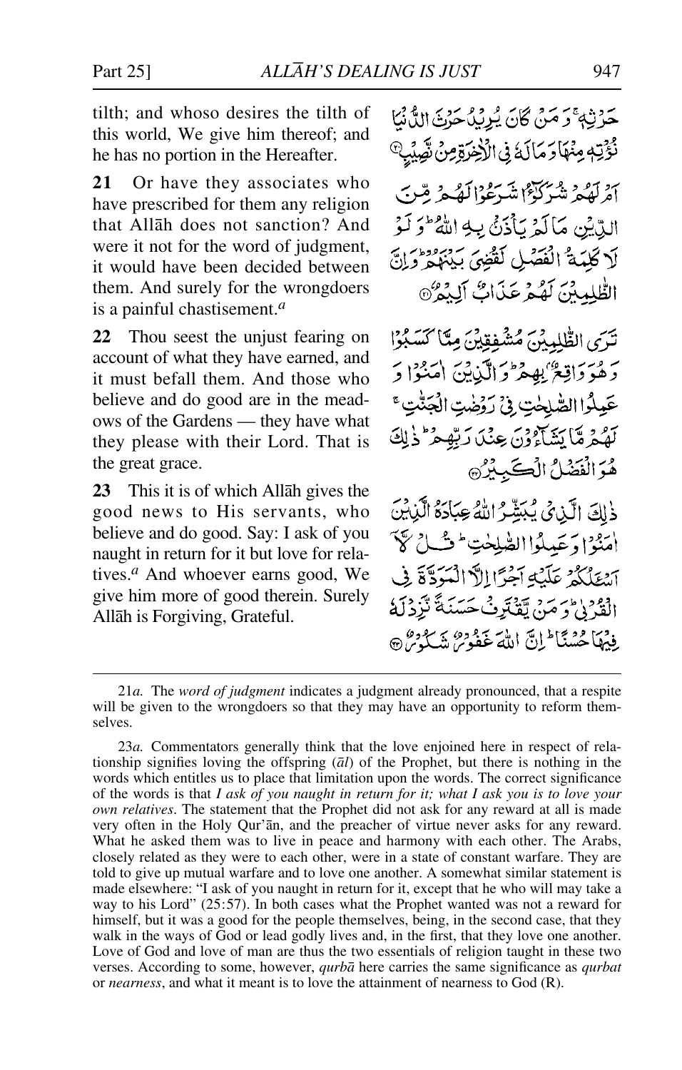tilth; and whoso desires the tilth of this world, We give him thereof; and he has no portion in the Hereafter.

حَرْثِهٖ ۚ وَ مَنْ كَانَ يُرِيْدُ حَرْثَ الدُّنْيَا نُؤْتِهٖ مِنْهَا وَ مَا لَهٗ فِي الْاٰخِرَةِ مِنْ نَّصِيْبٍ ﴿۲۰﴾

**21** Or have they associates who have prescribed for them any religion that Allāh does not sanction? And were it not for the word of judgment, it would have been decided between them. And surely for the wrongdoers is a painful chastisement.[a]

اَمْ لَهُمْ شُرَكٰٓؤُا شَرَعُوْا لَهُمْ مِّنَ الدِّيْنِ مَا لَمْ يَاْذَنْۢ بِهِ اللّٰهُ ؕ وَ لَوْ لَا كَلِمَةُ الْفَصْلِ لَقُضِيَ بَيْنَهُمْ ؕ وَ اِنَّ الظّٰلِمِيْنَ لَهُمْ عَذَابٌ اَلِيْمٌ ﴿۲۱﴾

**22** Thou seest the unjust fearing on account of what they have earned, and it must befall them. And those who believe and do good are in the meadows of the Gardens — they have what they please with their Lord. That is the great grace.

تَرَى الظّٰلِمِيْنَ مُشْفِقِيْنَ مِمَّا كَسَبُوْا وَ هُوَ وَاقِعٌۢ بِهِمْ ؕ وَ الَّذِيْنَ اٰمَنُوْا وَ عَمِلُوا الصّٰلِحٰتِ فِيْ رَوْضٰتِ الْجَنّٰتِ ۚ لَهُمْ مَّا يَشَآءُوْنَ عِنْدَ رَبِّهِمْ ؕ ذٰلِكَ هُوَ الْفَضْلُ الْكَبِيْرُ ﴿۲۲﴾

**23** This it is of which Allāh gives the good news to His servants, who believe and do good. Say: I ask of you naught in return for it but love for relatives.[a] And whoever earns good, We give him more of good therein. Surely Allāh is Forgiving, Grateful.

ذٰلِكَ الَّذِيْ يُبَشِّرُ اللّٰهُ عِبَادَهُ الَّذِيْنَ اٰمَنُوْا وَ عَمِلُوا الصّٰلِحٰتِ ؕ قُلْ لَّاۤ اَسْـَٔلُكُمْ عَلَيْهِ اَجْرًا اِلَّا الْمَوَدَّةَ فِي الْقُرْبٰى ؕ وَ مَنْ يَّقْتَرِفْ حَسَنَةً نَّزِدْ لَهٗ فِيْهَا حُسْنًا ؕ اِنَّ اللّٰهَ غَفُوْرٌ شَكُوْرٌ ﴿۲۳﴾

---

21*a.* The *word of judgment* indicates a judgment already pronounced, that a respite will be given to the wrongdoers so that they may have an opportunity to reform themselves.

23*a.* Commentators generally think that the love enjoined here in respect of relationship signifies loving the offspring (*āl*) of the Prophet, but there is nothing in the words which entitles us to place that limitation upon the words. The correct significance of the words is that *I ask of you naught in return for it; what I ask you is to love your own relatives*. The statement that the Prophet did not ask for any reward at all is made very often in the Holy Qur'ān, and the preacher of virtue never asks for any reward. What he asked them was to live in peace and harmony with each other. The Arabs, closely related as they were to each other, were in a state of constant warfare. They are told to give up mutual warfare and to love one another. A somewhat similar statement is made elsewhere: "I ask of you naught in return for it, except that he who will may take a way to his Lord" (25:57). In both cases what the Prophet wanted was not a reward for himself, but it was a good for the people themselves, being, in the second case, that they walk in the ways of God or lead godly lives and, in the first, that they love one another. Love of God and love of man are thus the two essentials of religion taught in these two verses. According to some, however, *qurbā* here carries the same significance as *qurbat* or *nearness*, and what it meant is to love the attainment of nearness to God (R).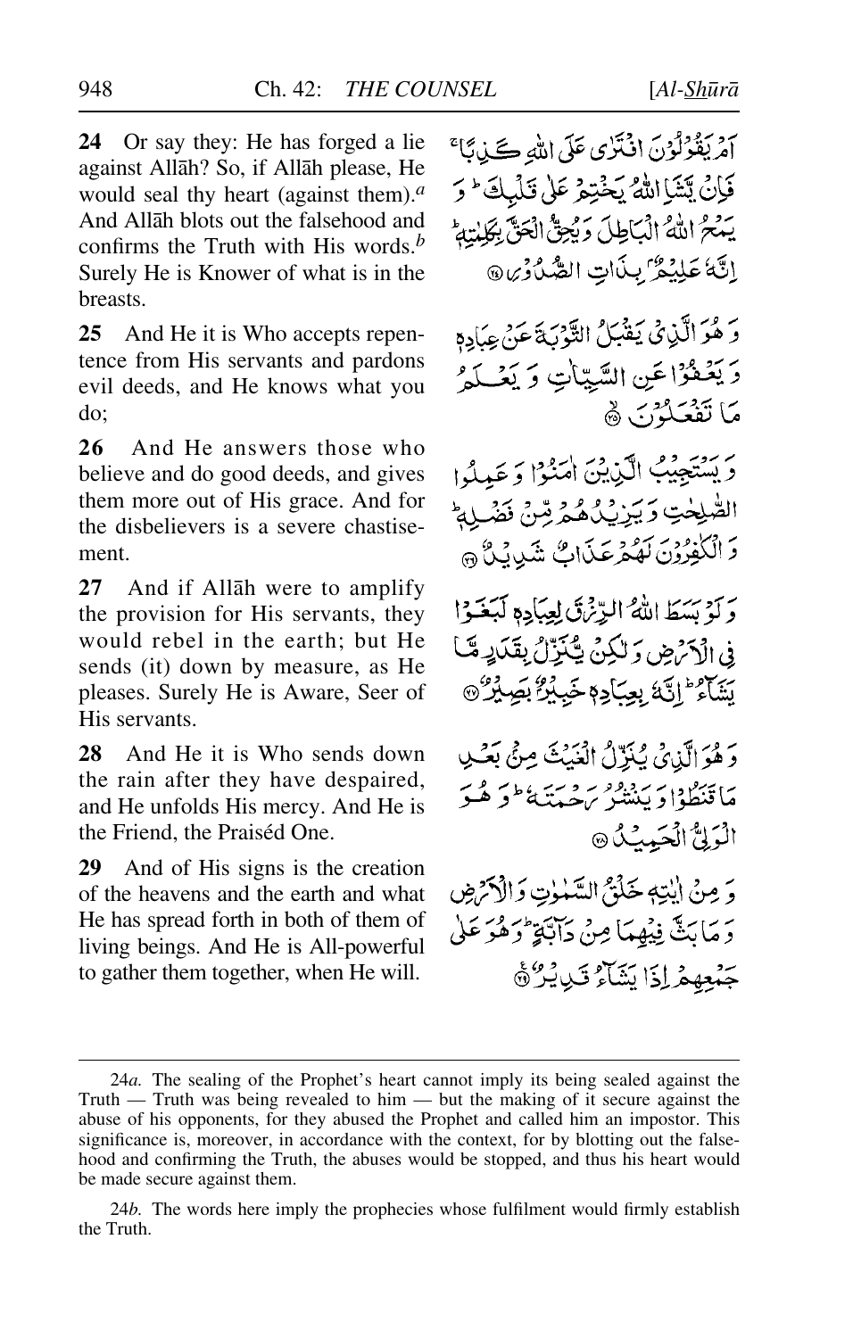**24** Or say they: He has forged a lie against Allāh? So, if Allāh please, He would seal thy heart (against them).[a] And Allāh blots out the falsehood and confirms the Truth with His words.[b] Surely He is Knower of what is in the breasts.

أَمْ يَقُولُونَ افْتَرَىٰ عَلَى اللَّهِ كَذِبًا ۖ فَإِن يَشَإِ اللَّهُ يَخْتِمْ عَلَىٰ قَلْبِكَ ۗ وَيَمْحُ اللَّهُ الْبَاطِلَ وَيُحِقُّ الْحَقَّ بِكَلِمَاتِهِ ۚ إِنَّهُ عَلِيمٌ بِذَاتِ الصُّدُورِ ﴿٢٤﴾

**25** And He it is Who accepts repentence from His servants and pardons evil deeds, and He knows what you do;

وَهُوَ الَّذِي يَقْبَلُ التَّوْبَةَ عَنْ عِبَادِهِ وَيَعْفُو عَنِ السَّيِّئَاتِ وَيَعْلَمُ مَا تَفْعَلُونَ ﴿٢٥﴾

**26** And He answers those who believe and do good deeds, and gives them more out of His grace. And for the disbelievers is a severe chastisement.

وَيَسْتَجِيبُ الَّذِينَ آمَنُوا وَعَمِلُوا الصَّالِحَاتِ وَيَزِيدُهُم مِّن فَضْلِهِ ۚ وَالْكَافِرُونَ لَهُمْ عَذَابٌ شَدِيدٌ ﴿٢٦﴾

**27** And if Allāh were to amplify the provision for His servants, they would rebel in the earth; but He sends (it) down by measure, as He pleases. Surely He is Aware, Seer of His servants.

وَلَوْ بَسَطَ اللَّهُ الرِّزْقَ لِعِبَادِهِ لَبَغَوْا فِي الْأَرْضِ وَلَٰكِن يُنَزِّلُ بِقَدَرٍ مَّا يَشَاءُ ۚ إِنَّهُ بِعِبَادِهِ خَبِيرٌ بَصِيرٌ ﴿٢٧﴾

**28** And He it is Who sends down the rain after they have despaired, and He unfolds His mercy. And He is the Friend, the Praiséd One.

وَهُوَ الَّذِي يُنَزِّلُ الْغَيْثَ مِن بَعْدِ مَا قَنَطُوا وَيَنشُرُ رَحْمَتَهُ ۚ وَهُوَ الْوَلِيُّ الْحَمِيدُ ﴿٢٨﴾

**29** And of His signs is the creation of the heavens and the earth and what He has spread forth in both of them of living beings. And He is All-powerful to gather them together, when He will.

وَمِنْ آيَاتِهِ خَلْقُ السَّمَاوَاتِ وَالْأَرْضِ وَمَا بَثَّ فِيهِمَا مِن دَابَّةٍ ۚ وَهُوَ عَلَىٰ جَمْعِهِمْ إِذَا يَشَاءُ قَدِيرٌ ﴿٢٩﴾

---

24*a.* The sealing of the Prophet's heart cannot imply its being sealed against the Truth — Truth was being revealed to him — but the making of it secure against the abuse of his opponents, for they abused the Prophet and called him an impostor. This significance is, moreover, in accordance with the context, for by blotting out the falsehood and confirming the Truth, the abuses would be stopped, and thus his heart would be made secure against them.

24*b.* The words here imply the prophecies whose fulfilment would firmly establish the Truth.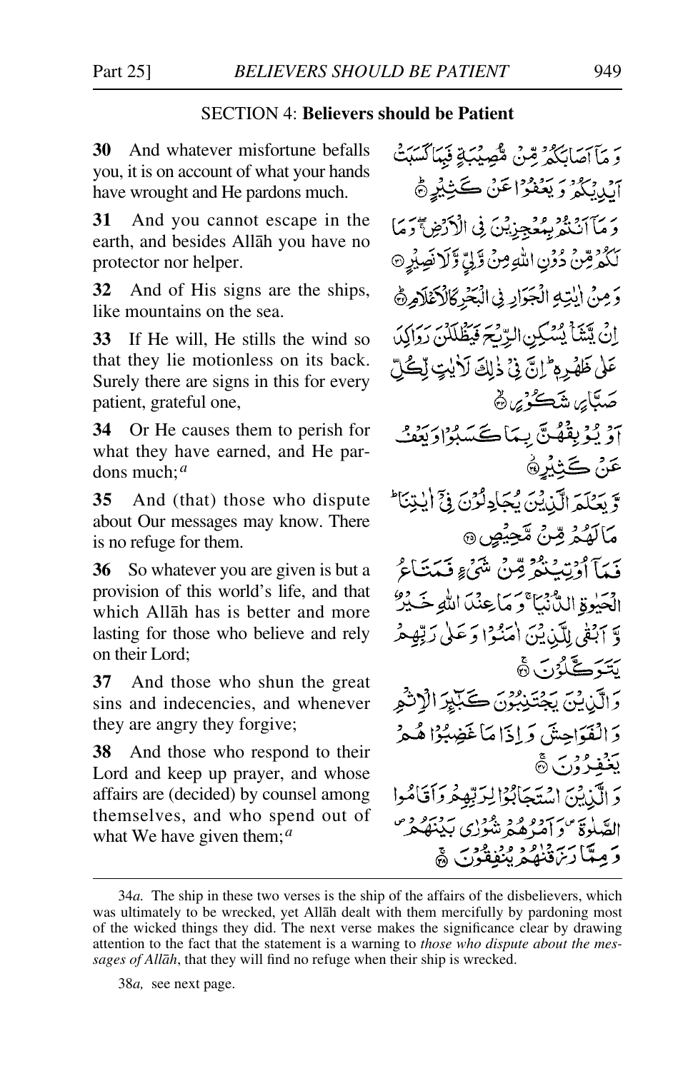### SECTION 4: **Believers should be Patient**

**30** And whatever misfortune befalls you, it is on account of what your hands have wrought and He pardons much.

وَ مَآ اَصَابَكُمۡ مِّنۡ مُّصِيۡبَةٍ فَبِمَا كَسَبَتۡ اَيۡدِيۡكُمۡ وَ يَعۡفُوۡا عَنۡ كَثِيۡرٍ ؕ

**31** And you cannot escape in the earth, and besides Allāh you have no protector nor helper.

وَ مَآ اَنۡتُمۡ بِمُعۡجِزِيۡنَ فِى الۡاَرۡضِ ۖۚ وَ مَا لَكُمۡ مِّنۡ دُوۡنِ اللّٰهِ مِنۡ وَّلِىٍّ وَّلَا نَصِيۡرٍ ‏

**32** And of His signs are the ships, like mountains on the sea.

وَمِنۡ اٰيٰتِهِ الۡجَوَارِ فِى الۡبَحۡرِ كَالۡاَعۡلَامِ ؕ

**33** If He will, He stills the wind so that they lie motionless on its back. Surely there are signs in this for every patient, grateful one,

اِنۡ يَّشَاۡ يُسۡكِنِ الرِّيۡحَ فَيَظۡلَلۡنَ رَوَاكِدَ عَلٰى ظَهۡرِهٖ ؕ اِنَّ فِىۡ ذٰلِكَ لَاٰيٰتٍ لِّـكُلِّ صَبَّارٍ شَكُوۡرٍ ۙ

**34** Or He causes them to perish for what they have earned, and He pardons much;[a]

اَوۡ يُوۡبِقۡهُنَّ بِمَا كَسَبُوۡا وَ يَعۡفُ عَنۡ كَثِيۡرٍ ۙ

**35** And (that) those who dispute about Our messages may know. There is no refuge for them.

وَّ يَعۡلَمَ الَّذِيۡنَ يُجَادِلُوۡنَ فِىۡۤ اٰيٰتِنَا ؕ مَا لَهُمۡ مِّنۡ مَّحِيۡصٍ ‏

**36** So whatever you are given is but a provision of this world's life, and that which Allāh has is better and more lasting for those who believe and rely on their Lord;

فَمَاۤ اُوۡتِيۡتُمۡ مِّنۡ شَىۡءٍ فَمَتَاعُ الۡحَيٰوةِ الدُّنۡيَا ۚ وَمَا عِنۡدَ اللّٰهِ خَيۡرٌ وَّ اَبۡقٰى لِلَّذِيۡنَ اٰمَنُوۡا وَعَلٰى رَبِّهِمۡ يَتَوَكَّلُوۡنَ ۚ

**37** And those who shun the great sins and indecencies, and whenever they are angry they forgive;

وَالَّذِيۡنَ يَجۡتَنِبُوۡنَ كَبٰٓئِرَ الۡاِثۡمِ وَالۡفَوَاحِشَ وَاِذَا مَا غَضِبُوۡا هُمۡ يَغۡفِرُوۡنَ ۚ

**38** And those who respond to their Lord and keep up prayer, and whose affairs are (decided) by counsel among themselves, and who spend out of what We have given them;[a]

وَالَّذِيۡنَ اسۡتَجَابُوۡا لِرَبِّهِمۡ وَاَقَامُوا الصَّلٰوةَ ۖ وَاَمۡرُهُمۡ شُوۡرٰى بَيۡنَهُمۡ ۖ وَمِمَّا رَزَقۡنٰهُمۡ يُنۡفِقُوۡنَ ۚ

---

34*a.* The ship in these two verses is the ship of the affairs of the disbelievers, which was ultimately to be wrecked, yet Allāh dealt with them mercifully by pardoning most of the wicked things they did. The next verse makes the significance clear by drawing attention to the fact that the statement is a warning to *those who dispute about the messages of Allāh*, that they will find no refuge when their ship is wrecked.

38*a,* see next page.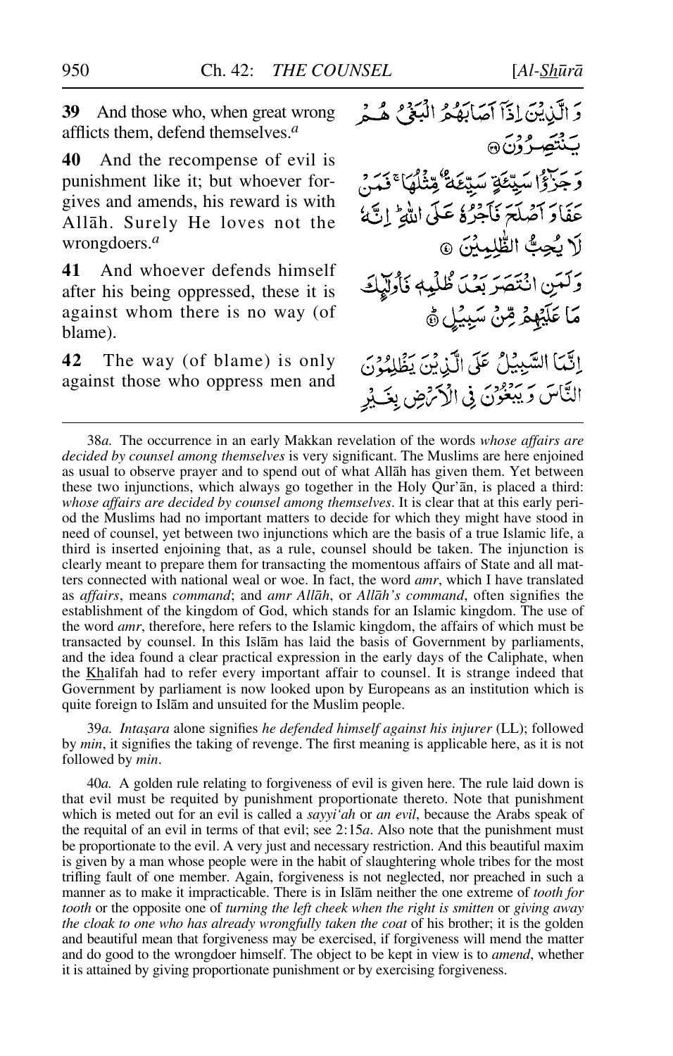**39** And those who, when great wrong afflicts them, defend themselves.[a]

وَ الَّذِيْنَ اِذَآ اَصَابَهُمُ الْبَغْيُ هُمْ يَنْتَصِرُوْنَ ۝

**40** And the recompense of evil is punishment like it; but whoever forgives and amends, his reward is with Allāh. Surely He loves not the wrongdoers.[a]

وَ جَزٰٓؤُا سَيِّئَةٍ سَيِّئَةٌ مِّثْلُهَا ۚ فَمَنْ عَفَا وَ اَصْلَحَ فَاَجْرُهٗ عَلَى اللّٰهِ ؕ اِنَّهٗ لَا يُحِبُّ الظّٰلِمِيْنَ ۝

**41** And whoever defends himself after his being oppressed, these it is against whom there is no way (of blame).

وَ لَمَنِ انْتَصَرَ بَعْدَ ظُلْمِهٖ فَاُولٰٓئِكَ مَا عَلَيْهِمْ مِّنْ سَبِيْلٍ ۝

**42** The way (of blame) is only against those who oppress men and

اِنَّمَا السَّبِيْلُ عَلَى الَّذِيْنَ يَظْلِمُوْنَ النَّاسَ وَ يَبْغُوْنَ فِي الْاَرْضِ بِغَيْرِ

---

38*a.* The occurrence in an early Makkan revelation of the words *whose affairs are decided by counsel among themselves* is very significant. The Muslims are here enjoined as usual to observe prayer and to spend out of what Allāh has given them. Yet between these two injunctions, which always go together in the Holy Qur'ān, is placed a third: *whose affairs are decided by counsel among themselves*. It is clear that at this early period the Muslims had no important matters to decide for which they might have stood in need of counsel, yet between two injunctions which are the basis of a true Islamic life, a third is inserted enjoining that, as a rule, counsel should be taken. The injunction is clearly meant to prepare them for transacting the momentous affairs of State and all matters connected with national weal or woe. In fact, the word *amr*, which I have translated as *affairs*, means *command*; and *amr Allāh*, or *Allāh's command*, often signifies the establishment of the kingdom of God, which stands for an Islamic kingdom. The use of the word *amr*, therefore, here refers to the Islamic kingdom, the affairs of which must be transacted by counsel. In this Islām has laid the basis of Government by parliaments, and the idea found a clear practical expression in the early days of the Caliphate, when the Khalīfah had to refer every important affair to counsel. It is strange indeed that Government by parliament is now looked upon by Europeans as an institution which is quite foreign to Islām and unsuited for the Muslim people.

39*a.* *Intaṣara* alone signifies *he defended himself against his injurer* (LL); followed by *min*, it signifies the taking of revenge. The first meaning is applicable here, as it is not followed by *min*.

40*a.* A golden rule relating to forgiveness of evil is given here. The rule laid down is that evil must be requited by punishment proportionate thereto. Note that punishment which is meted out for an evil is called a *sayyi'ah* or *an evil*, because the Arabs speak of the requital of an evil in terms of that evil; see 2:15*a*. Also note that the punishment must be proportionate to the evil. A very just and necessary restriction. And this beautiful maxim is given by a man whose people were in the habit of slaughtering whole tribes for the most trifling fault of one member. Again, forgiveness is not neglected, nor preached in such a manner as to make it impracticable. There is in Islām neither the one extreme of *tooth for tooth* or the opposite one of *turning the left cheek when the right is smitten* or *giving away the cloak to one who has already wrongfully taken the coat* of his brother; it is the golden and beautiful mean that forgiveness may be exercised, if forgiveness will mend the matter and do good to the wrongdoer himself. The object to be kept in view is to *amend*, whether it is attained by giving proportionate punishment or by exercising forgiveness.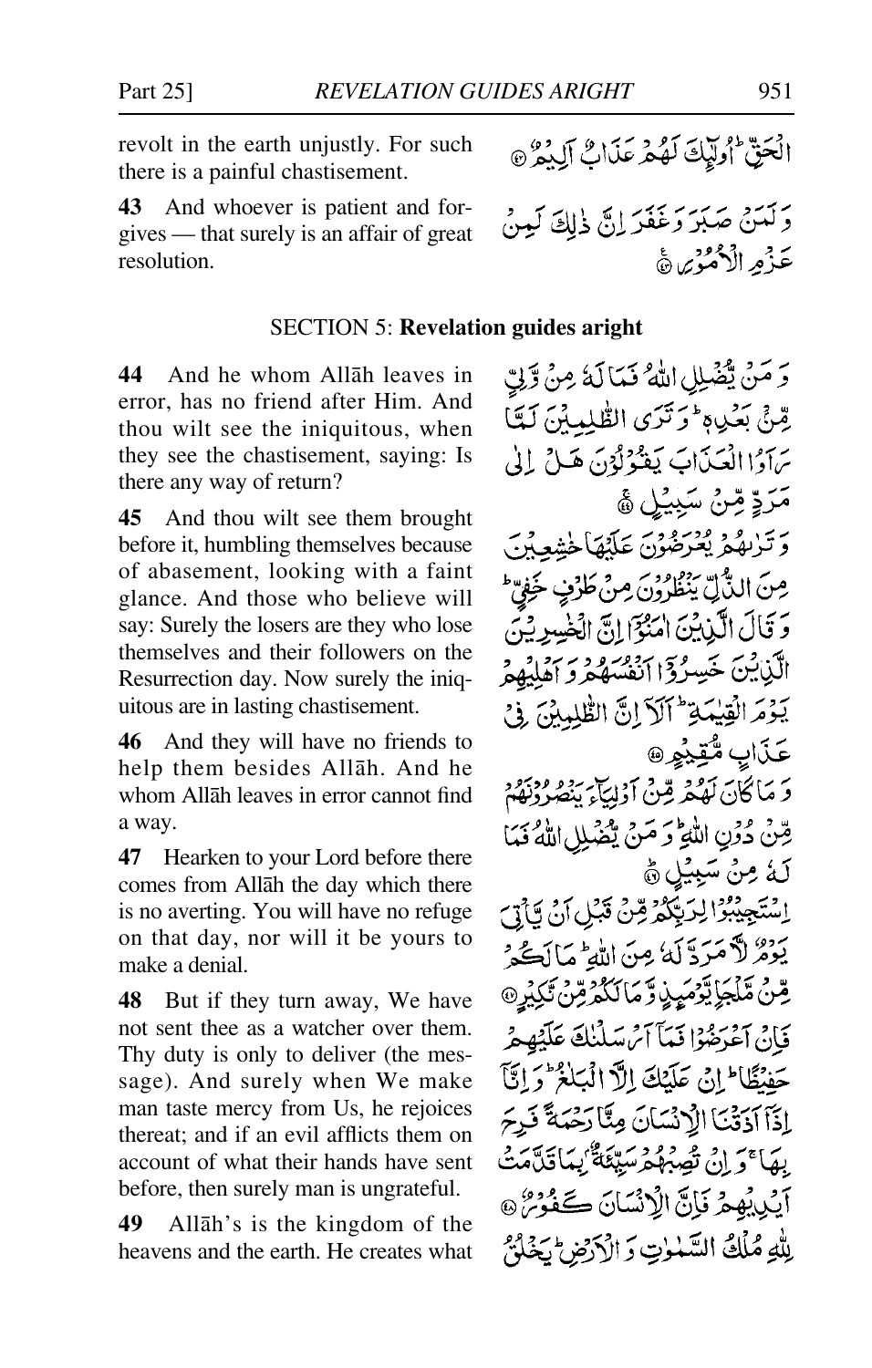revolt in the earth unjustly. For such there is a painful chastisement.

الْحَقِّ ۚ أُولَٰئِكَ لَهُمْ عَذَابٌ أَلِيمٌ ﴿٤٢﴾

**43** And whoever is patient and forgives — that surely is an affair of great resolution.

وَلَمَنْ صَبَرَ وَغَفَرَ إِنَّ ذَٰلِكَ لَمِنْ عَزْمِ الْأُمُورِ ﴿٤٣﴾

## SECTION 5: **Revelation guides aright**

**44** And he whom Allāh leaves in error, has no friend after Him. And thou wilt see the iniquitous, when they see the chastisement, saying: Is there any way of return?

وَمَنْ يُضْلِلِ اللَّهُ فَمَا لَهُ مِنْ وَلِيٍّ مِنْ بَعْدِهِ ۗ وَتَرَى الظَّالِمِينَ لَمَّا رَأَوُا الْعَذَابَ يَقُولُونَ هَلْ إِلَىٰ مَرَدٍّ مِنْ سَبِيلٍ ﴿٤٤﴾

**45** And thou wilt see them brought before it, humbling themselves because of abasement, looking with a faint glance. And those who believe will say: Surely the losers are they who lose themselves and their followers on the Resurrection day. Now surely the iniquitous are in lasting chastisement.

وَتَرَاهُمْ يُعْرَضُونَ عَلَيْهَا خَاشِعِينَ مِنَ الذُّلِّ يَنْظُرُونَ مِنْ طَرْفٍ خَفِيٍّ ۗ وَقَالَ الَّذِينَ آمَنُوا إِنَّ الْخَاسِرِينَ الَّذِينَ خَسِرُوا أَنْفُسَهُمْ وَأَهْلِيهِمْ يَوْمَ الْقِيَامَةِ ۗ أَلَا إِنَّ الظَّالِمِينَ فِي عَذَابٍ مُقِيمٍ ﴿٤٥﴾

**46** And they will have no friends to help them besides Allāh. And he whom Allāh leaves in error cannot find a way.

وَمَا كَانَ لَهُمْ مِنْ أَوْلِيَاءَ يَنْصُرُونَهُمْ مِنْ دُونِ اللَّهِ ۗ وَمَنْ يُضْلِلِ اللَّهُ فَمَا لَهُ مِنْ سَبِيلٍ ﴿٤٦﴾

**47** Hearken to your Lord before there comes from Allāh the day which there is no averting. You will have no refuge on that day, nor will it be yours to make a denial.

اسْتَجِيبُوا لِرَبِّكُمْ مِنْ قَبْلِ أَنْ يَأْتِيَ يَوْمٌ لَا مَرَدَّ لَهُ مِنَ اللَّهِ ۚ مَا لَكُمْ مِنْ مَلْجَإٍ يَوْمَئِذٍ وَمَا لَكُمْ مِنْ نَكِيرٍ ﴿٤٧﴾

**48** But if they turn away, We have not sent thee as a watcher over them. Thy duty is only to deliver (the message). And surely when We make man taste mercy from Us, he rejoices thereat; and if an evil afflicts them on account of what their hands have sent before, then surely man is ungrateful.

فَإِنْ أَعْرَضُوا فَمَا أَرْسَلْنَاكَ عَلَيْهِمْ حَفِيظًا ۖ إِنْ عَلَيْكَ إِلَّا الْبَلَاغُ ۗ وَإِنَّا إِذَا أَذَقْنَا الْإِنْسَانَ مِنَّا رَحْمَةً فَرِحَ بِهَا ۖ وَإِنْ تُصِبْهُمْ سَيِّئَةٌ بِمَا قَدَّمَتْ أَيْدِيهِمْ فَإِنَّ الْإِنْسَانَ كَفُورٌ ﴿٤٨﴾

**49** Allāh's is the kingdom of the heavens and the earth. He creates what

لِلَّهِ مُلْكُ السَّمَاوَاتِ وَالْأَرْضِ ۚ يَخْلُقُ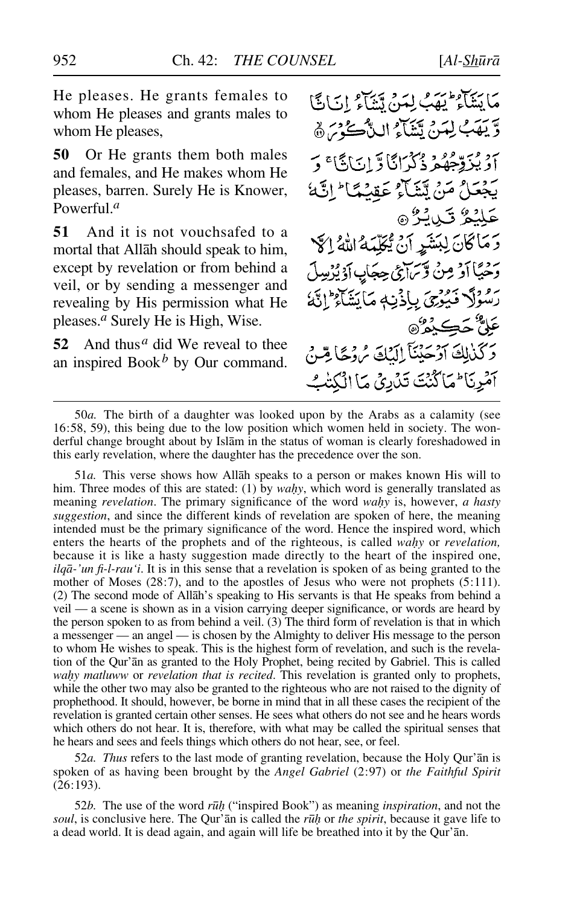He pleases. He grants females to whom He pleases and grants males to whom He pleases,

مَا يَشَآءُ ۭ يَهَبُ لِمَنْ يَّشَآءُ اِنَاثًا وَّ يَهَبُ لِمَنْ يَّشَآءُ الذُّكُوْرَ ۝

**50** Or He grants them both males and females, and He makes whom He pleases, barren. Surely He is Knower, Powerful.[a]

اَوْ يُزَوِّجُهُمْ ذُكْرَانًا وَّ اِنَاثًا ۚ وَ يَجْعَلُ مَنْ يَّشَآءُ عَقِيْمًا ۭ اِنَّهٗ عَلِيْمٌ قَدِيْرٌ ۝

**51** And it is not vouchsafed to a mortal that Allāh should speak to him, except by revelation or from behind a veil, or by sending a messenger and revealing by His permission what He pleases.[a] Surely He is High, Wise.

وَ مَا كَانَ لِبَشَرٍ اَنْ يُّكَلِّمَهُ اللّٰهُ اِلَّا وَحْيًا اَوْ مِنْ وَّرَآئِ حِجَابٍ اَوْ يُرْسِلَ رَسُوْلًا فَيُوْحِيَ بِاِذْنِهٖ مَا يَشَآءُ ۭ اِنَّهٗ عَلِيٌّ حَكِيْمٌ ۝

**52** And thus[a] did We reveal to thee an inspired Book[b] by Our command.

وَ كَذٰلِكَ اَوْحَيْنَآ اِلَيْكَ رُوْحًا مِّنْ اَمْرِنَا ۭ مَا كُنْتَ تَدْرِيْ مَا الْكِتٰبُ

---

50*a.* The birth of a daughter was looked upon by the Arabs as a calamity (see 16:58, 59), this being due to the low position which women held in society. The wonderful change brought about by Islām in the status of woman is clearly foreshadowed in this early revelation, where the daughter has the precedence over the son.

51*a.* This verse shows how Allāh speaks to a person or makes known His will to him. Three modes of this are stated: (1) by *waḥy*, which word is generally translated as meaning *revelation*. The primary significance of the word *waḥy* is, however, *a hasty suggestion*, and since the different kinds of revelation are spoken of here, the meaning intended must be the primary significance of the word. Hence the inspired word, which enters the hearts of the prophets and of the righteous, is called *waḥy* or *revelation,* because it is like a hasty suggestion made directly to the heart of the inspired one, *ilqā-'un fi-l-rau'i*. It is in this sense that a revelation is spoken of as being granted to the mother of Moses (28:7), and to the apostles of Jesus who were not prophets (5:111). (2) The second mode of Allāh's speaking to His servants is that He speaks from behind a veil — a scene is shown as in a vision carrying deeper significance, or words are heard by the person spoken to as from behind a veil. (3) The third form of revelation is that in which a messenger — an angel — is chosen by the Almighty to deliver His message to the person to whom He wishes to speak. This is the highest form of revelation, and such is the revelation of the Qur'ān as granted to the Holy Prophet, being recited by Gabriel. This is called *waḥy matluww* or *revelation that is recited*. This revelation is granted only to prophets, while the other two may also be granted to the righteous who are not raised to the dignity of prophethood. It should, however, be borne in mind that in all these cases the recipient of the revelation is granted certain other senses. He sees what others do not see and he hears words which others do not hear. It is, therefore, with what may be called the spiritual senses that he hears and sees and feels things which others do not hear, see, or feel.

52*a. Thus* refers to the last mode of granting revelation, because the Holy Qur'ān is spoken of as having been brought by the *Angel Gabriel* (2:97) or *the Faithful Spirit* (26:193).

52*b.* The use of the word *rūḥ* ("inspired Book") as meaning *inspiration*, and not the *soul*, is conclusive here. The Qur'ān is called the *rūḥ* or *the spirit*, because it gave life to a dead world. It is dead again, and again will life be breathed into it by the Qur'ān.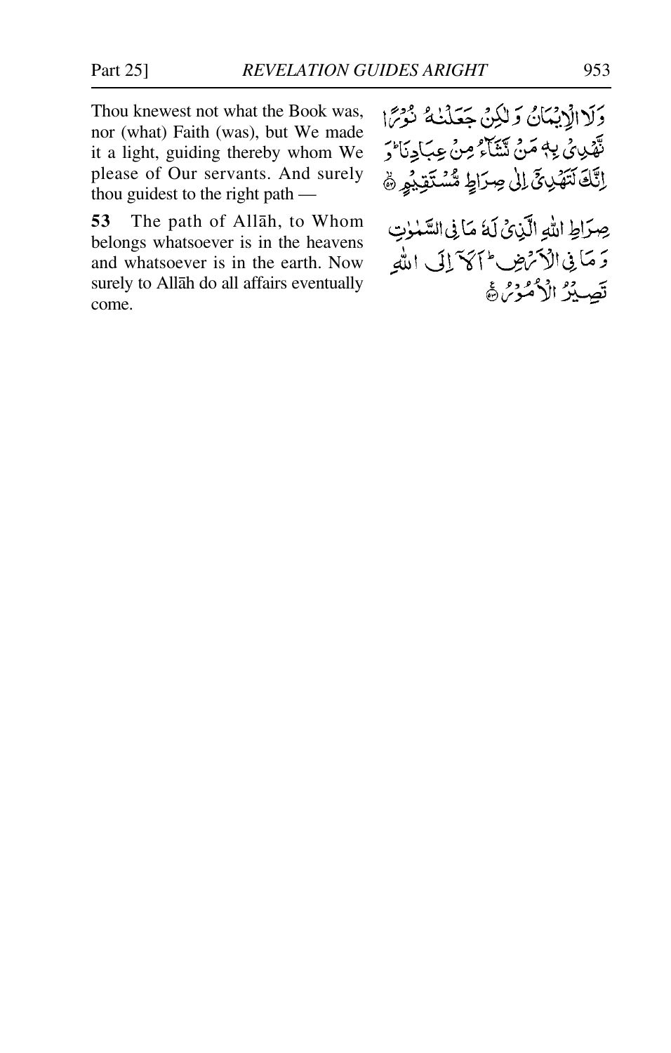Thou knewest not what the Book was, nor (what) Faith (was), but We made it a light, guiding thereby whom We please of Our servants. And surely thou guidest to the right path —

وَلَا الْإِيْمَانُ وَلٰكِنْ جَعَلْنٰهُ نُوْرًا نَّهْدِيْ بِهٖ مَنْ نَّشَآءُ مِنْ عِبَادِنَا ؕ وَ اِنَّكَ لَتَهْدِيْۤ اِلٰى صِرَاطٍ مُّسْتَقِيْمٍ ۙ﴿۵۲﴾

**53** The path of Allāh, to Whom belongs whatsoever is in the heavens and whatsoever is in the earth. Now surely to Allāh do all affairs eventually come.

صِرَاطِ اللّٰهِ الَّذِيْ لَهٗ مَا فِي السَّمٰوٰتِ وَ مَا فِي الْاَرْضِ ؕ اَلَاۤ اِلَى اللّٰهِ تَصِيْرُ الْاُمُوْرُ ﴿۵۳﴾